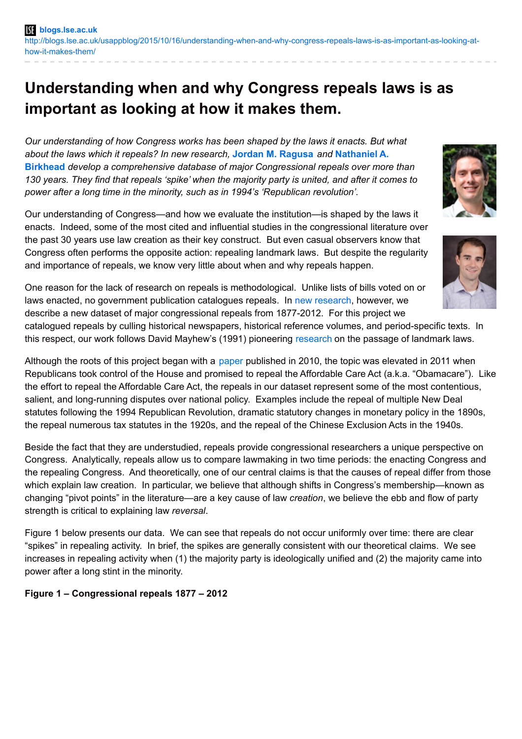blogs.lse.ac.uk

http://blogs.lse.ac.uk/usappblog/2015/10/16/understanding-when-and-why-congress-repeals-laws-is-as-important-as-looking-at-how-it-makes-them/

# Understanding when and why Congress repeals laws is as important as looking at how it makes them.

*Our understanding of how Congress works has been shaped by the laws it enacts. But what about the laws which it repeals? In new research,* **Jordan M. Ragusa** *and* **Nathaniel A. Birkhead** *develop a comprehensive database of major Congressional repeals over more than 130 years. They find that repeals 'spike' when the majority party is united, and after it comes to power after a long time in the minority, such as in 1994's 'Republican revolution'.*

Our understanding of Congress—and how we evaluate the institution—is shaped by the laws it enacts. Indeed, some of the most cited and influential studies in the congressional literature over the past 30 years use law creation as their key construct. But even casual observers know that Congress often performs the opposite action: repealing landmark laws. But despite the regularity and importance of repeals, we know very little about when and why repeals happen.

One reason for the lack of research on repeals is methodological. Unlike lists of bills voted on or laws enacted, no government publication catalogues repeals. In new research, however, we describe a new dataset of major congressional repeals from 1877-2012. For this project we catalogued repeals by culling historical newspapers, historical reference volumes, and period-specific texts. In this respect, our work follows David Mayhew's (1991) pioneering research on the passage of landmark laws.

Although the roots of this project began with a paper published in 2010, the topic was elevated in 2011 when Republicans took control of the House and promised to repeal the Affordable Care Act (a.k.a. "Obamacare"). Like the effort to repeal the Affordable Care Act, the repeals in our dataset represent some of the most contentious, salient, and long-running disputes over national policy. Examples include the repeal of multiple New Deal statutes following the 1994 Republican Revolution, dramatic statutory changes in monetary policy in the 1890s, the repeal numerous tax statutes in the 1920s, and the repeal of the Chinese Exclusion Acts in the 1940s.

Beside the fact that they are understudied, repeals provide congressional researchers a unique perspective on Congress. Analytically, repeals allow us to compare lawmaking in two time periods: the enacting Congress and the repealing Congress. And theoretically, one of our central claims is that the causes of repeal differ from those which explain law creation. In particular, we believe that although shifts in Congress's membership—known as changing "pivot points" in the literature—are a key cause of law *creation*, we believe the ebb and flow of party strength is critical to explaining law *reversal*.

Figure 1 below presents our data. We can see that repeals do not occur uniformly over time: there are clear "spikes" in repealing activity. In brief, the spikes are generally consistent with our theoretical claims. We see increases in repealing activity when (1) the majority party is ideologically unified and (2) the majority came into power after a long stint in the minority.

**Figure 1 – Congressional repeals 1877 – 2012**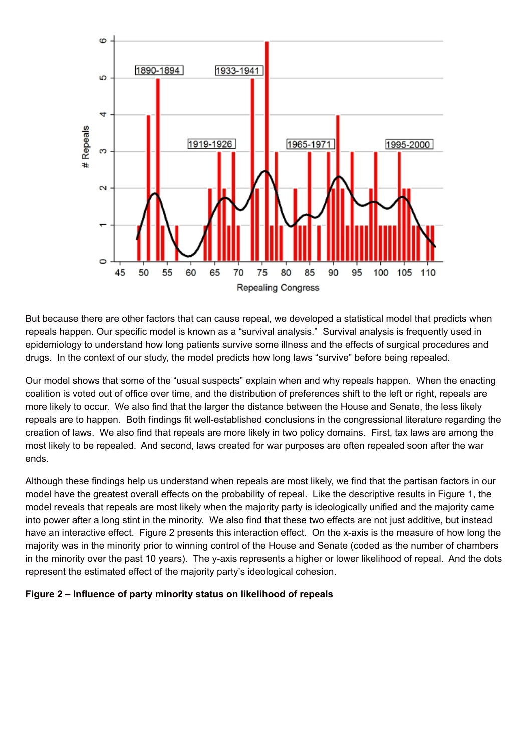But because there are other factors that can cause repeal, we developed a statistical model that predicts when repeals happen. Our specific model is known as a "survival analysis." Survival analysis is frequently used in epidemiology to understand how long patients survive some illness and the effects of surgical procedures and drugs. In the context of our study, the model predicts how long laws "survive" before being repealed.

Our model shows that some of the "usual suspects" explain when and why repeals happen. When the enacting coalition is voted out of office over time, and the distribution of preferences shift to the left or right, repeals are more likely to occur. We also find that the larger the distance between the House and Senate, the less likely repeals are to happen. Both findings fit well-established conclusions in the congressional literature regarding the creation of laws. We also find that repeals are more likely in two policy domains. First, tax laws are among the most likely to be repealed. And second, laws created for war purposes are often repealed soon after the war ends.

Although these findings help us understand when repeals are most likely, we find that the partisan factors in our model have the greatest overall effects on the probability of repeal. Like the descriptive results in Figure 1, the model reveals that repeals are most likely when the majority party is ideologically unified and the majority came into power after a long stint in the minority. We also find that these two effects are not just additive, but instead have an interactive effect. Figure 2 presents this interaction effect. On the x-axis is the measure of how long the majority was in the minority prior to winning control of the House and Senate (coded as the number of chambers in the minority over the past 10 years). The y-axis represents a higher or lower likelihood of repeal. And the dots represent the estimated effect of the majority party's ideological cohesion.

**Figure 2 – Influence of party minority status on likelihood of repeals**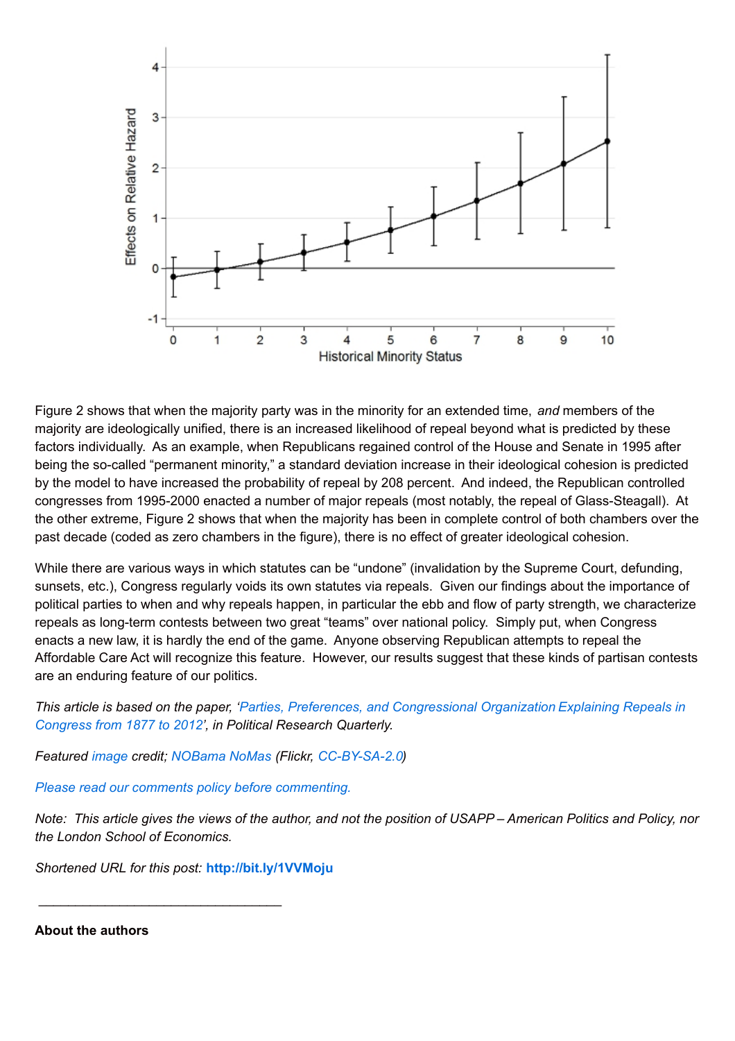Figure 2 shows that when the majority party was in the minority for an extended time, *and* members of the majority are ideologically unified, there is an increased likelihood of repeal beyond what is predicted by these factors individually. As an example, when Republicans regained control of the House and Senate in 1995 after being the so-called "permanent minority," a standard deviation increase in their ideological cohesion is predicted by the model to have increased the probability of repeal by 208 percent. And indeed, the Republican controlled congresses from 1995-2000 enacted a number of major repeals (most notably, the repeal of Glass-Steagall). At the other extreme, Figure 2 shows that when the majority has been in complete control of both chambers over the past decade (coded as zero chambers in the figure), there is no effect of greater ideological cohesion.

While there are various ways in which statutes can be "undone" (invalidation by the Supreme Court, defunding, sunsets, etc.), Congress regularly voids its own statutes via repeals. Given our findings about the importance of political parties to when and why repeals happen, in particular the ebb and flow of party strength, we characterize repeals as long-term contests between two great "teams" over national policy. Simply put, when Congress enacts a new law, it is hardly the end of the game. Anyone observing Republican attempts to repeal the Affordable Care Act will recognize this feature. However, our results suggest that these kinds of partisan contests are an enduring feature of our politics.

*This article is based on the paper, 'Parties, Preferences, and Congressional Organization Explaining Repeals in Congress from 1877 to 2012', in Political Research Quarterly.*

*Featured image credit; NOBama NoMas (Flickr, CC-BY-SA-2.0)*

*Please read our comments policy before commenting.*

*Note: This article gives the views of the author, and not the position of USAPP – American Politics and Policy, nor the London School of Economics.*

*Shortened URL for this post:* **http://bit.ly/1VVMoju**

---

**About the authors**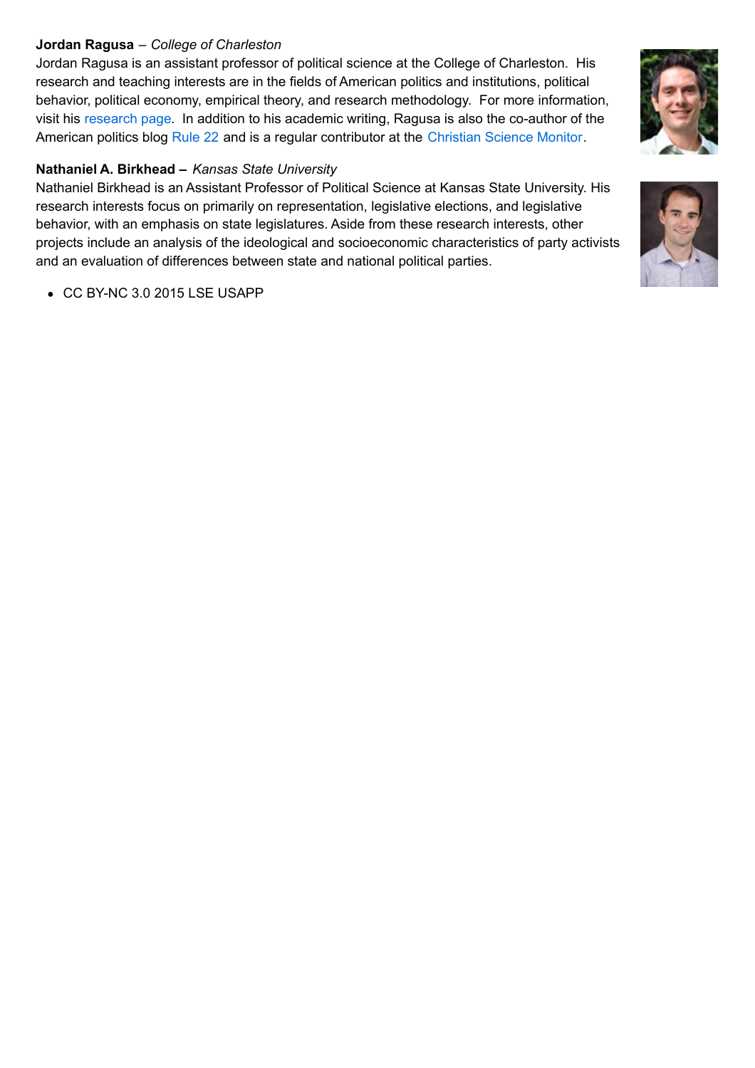**Jordan Ragusa** – *College of Charleston*
Jordan Ragusa is an assistant professor of political science at the College of Charleston. His research and teaching interests are in the fields of American politics and institutions, political behavior, political economy, empirical theory, and research methodology. For more information, visit his research page. In addition to his academic writing, Ragusa is also the co-author of the American politics blog Rule 22 and is a regular contributor at the Christian Science Monitor.

**Nathaniel A. Birkhead –** *Kansas State University*
Nathaniel Birkhead is an Assistant Professor of Political Science at Kansas State University. His research interests focus on primarily on representation, legislative elections, and legislative behavior, with an emphasis on state legislatures. Aside from these research interests, other projects include an analysis of the ideological and socioeconomic characteristics of party activists and an evaluation of differences between state and national political parties.

- CC BY-NC 3.0 2015 LSE USAPP